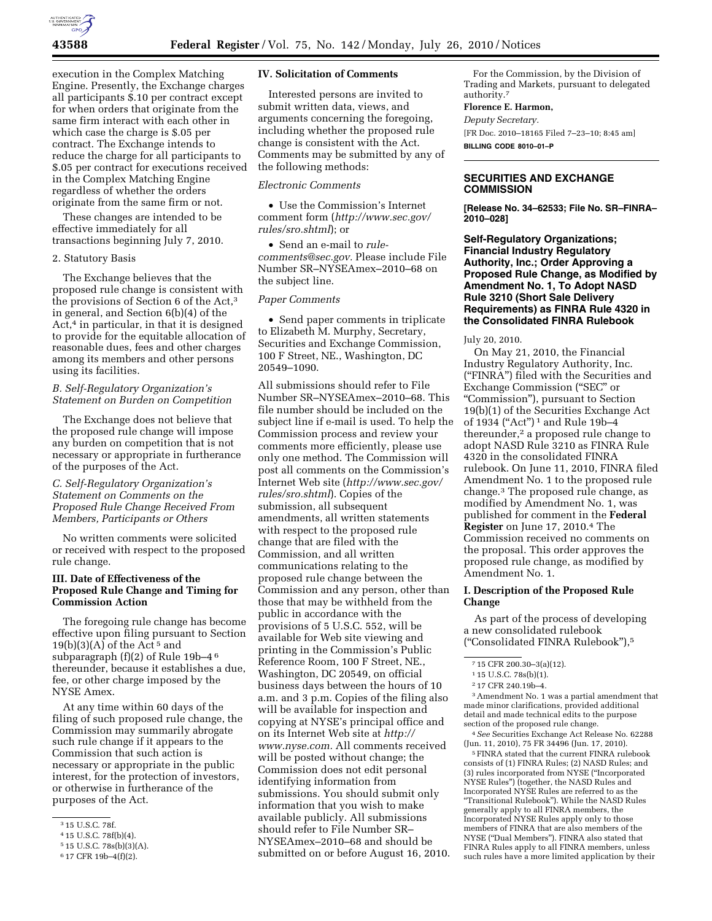execution in the Complex Matching Engine. Presently, the Exchange charges all participants $.10 per contract except for when orders that originate from the same firm interact with each other in which case the charge is $.05 per contract. The Exchange intends to reduce the charge for all participants to $.05 per contract for executions received in the Complex Matching Engine regardless of whether the orders originate from the same firm or not.

These changes are intended to be effective immediately for all transactions beginning July 7, 2010.

2. Statutory Basis

The Exchange believes that the proposed rule change is consistent with the provisions of Section 6 of the Act,[3] in general, and Section 6(b)(4) of the Act,[4] in particular, in that it is designed to provide for the equitable allocation of reasonable dues, fees and other charges among its members and other persons using its facilities.

*B. Self-Regulatory Organization's Statement on Burden on Competition*

The Exchange does not believe that the proposed rule change will impose any burden on competition that is not necessary or appropriate in furtherance of the purposes of the Act.

*C. Self-Regulatory Organization's Statement on Comments on the Proposed Rule Change Received From Members, Participants or Others*

No written comments were solicited or received with respect to the proposed rule change.

**III. Date of Effectiveness of the Proposed Rule Change and Timing for Commission Action**

The foregoing rule change has become effective upon filing pursuant to Section 19(b)(3)(A) of the Act[5] and subparagraph (f)(2) of Rule 19b–4[6] thereunder, because it establishes a due, fee, or other charge imposed by the NYSE Amex.

At any time within 60 days of the filing of such proposed rule change, the Commission may summarily abrogate such rule change if it appears to the Commission that such action is necessary or appropriate in the public interest, for the protection of investors, or otherwise in furtherance of the purposes of the Act.

**IV. Solicitation of Comments**

Interested persons are invited to submit written data, views, and arguments concerning the foregoing, including whether the proposed rule change is consistent with the Act. Comments may be submitted by any of the following methods:

*Electronic Comments*

- Use the Commission's Internet comment form (*http://www.sec.gov/rules/sro.shtml*); or
- Send an e-mail to *rule-comments@sec.gov.* Please include File Number SR–NYSEAmex–2010–68 on the subject line.

*Paper Comments*

- Send paper comments in triplicate to Elizabeth M. Murphy, Secretary, Securities and Exchange Commission, 100 F Street, NE., Washington, DC 20549–1090.

All submissions should refer to File Number SR–NYSEAmex–2010–68. This file number should be included on the subject line if e-mail is used. To help the Commission process and review your comments more efficiently, please use only one method. The Commission will post all comments on the Commission's Internet Web site (*http://www.sec.gov/rules/sro.shtml*). Copies of the submission, all subsequent amendments, all written statements with respect to the proposed rule change that are filed with the Commission, and all written communications relating to the proposed rule change between the Commission and any person, other than those that may be withheld from the public in accordance with the provisions of 5 U.S.C. 552, will be available for Web site viewing and printing in the Commission's Public Reference Room, 100 F Street, NE., Washington, DC 20549, on official business days between the hours of 10 a.m. and 3 p.m. Copies of the filing also will be available for inspection and copying at NYSE's principal office and on its Internet Web site at *http://www.nyse.com.* All comments received will be posted without change; the Commission does not edit personal identifying information from submissions. You should submit only information that you wish to make available publicly. All submissions should refer to File Number SR–NYSEAmex–2010–68 and should be submitted on or before August 16, 2010.

For the Commission, by the Division of Trading and Markets, pursuant to delegated authority.[7]

**Florence E. Harmon,**

*Deputy Secretary.*

[FR Doc. 2010–18165 Filed 7–23–10; 8:45 am]

**BILLING CODE 8010–01–P**

---

**SECURITIES AND EXCHANGE COMMISSION**

**[Release No. 34–62533; File No. SR–FINRA–2010–028]**

**Self-Regulatory Organizations; Financial Industry Regulatory Authority, Inc.; Order Approving a Proposed Rule Change, as Modified by Amendment No. 1, To Adopt NASD Rule 3210 (Short Sale Delivery Requirements) as FINRA Rule 4320 in the Consolidated FINRA Rulebook**

July 20, 2010.

On May 21, 2010, the Financial Industry Regulatory Authority, Inc. ("FINRA") filed with the Securities and Exchange Commission ("SEC" or "Commission"), pursuant to Section 19(b)(1) of the Securities Exchange Act of 1934 ("Act")[1] and Rule 19b–4 thereunder,[2] a proposed rule change to adopt NASD Rule 3210 as FINRA Rule 4320 in the consolidated FINRA rulebook. On June 11, 2010, FINRA filed Amendment No. 1 to the proposed rule change.[3] The proposed rule change, as modified by Amendment No. 1, was published for comment in the **Federal Register** on June 17, 2010.[4] The Commission received no comments on the proposal. This order approves the proposed rule change, as modified by Amendment No. 1.

**I. Description of the Proposed Rule Change**

As part of the process of developing a new consolidated rulebook ("Consolidated FINRA Rulebook"),[5]

---

[3] 15 U.S.C. 78f.

[4] 15 U.S.C. 78f(b)(4).

[5] 15 U.S.C. 78s(b)(3)(A).

[6] 17 CFR 19b–4(f)(2).

[7] 15 CFR 200.30–3(a)(12).

[1] 15 U.S.C. 78s(b)(1).

[2] 17 CFR 240.19b–4.

[3] Amendment No. 1 was a partial amendment that made minor clarifications, provided additional detail and made technical edits to the purpose section of the proposed rule change.

[4] *See* Securities Exchange Act Release No. 62288 (Jun. 11, 2010), 75 FR 34496 (Jun. 17, 2010).

[5] FINRA stated that the current FINRA rulebook consists of (1) FINRA Rules; (2) NASD Rules; and (3) rules incorporated from NYSE ("Incorporated NYSE Rules") (together, the NASD Rules and Incorporated NYSE Rules are referred to as the "Transitional Rulebook"). While the NASD Rules generally apply to all FINRA members, the Incorporated NYSE Rules apply only to those members of FINRA that are also members of the NYSE ("Dual Members"). FINRA also stated that FINRA Rules apply to all FINRA members, unless such rules have a more limited application by their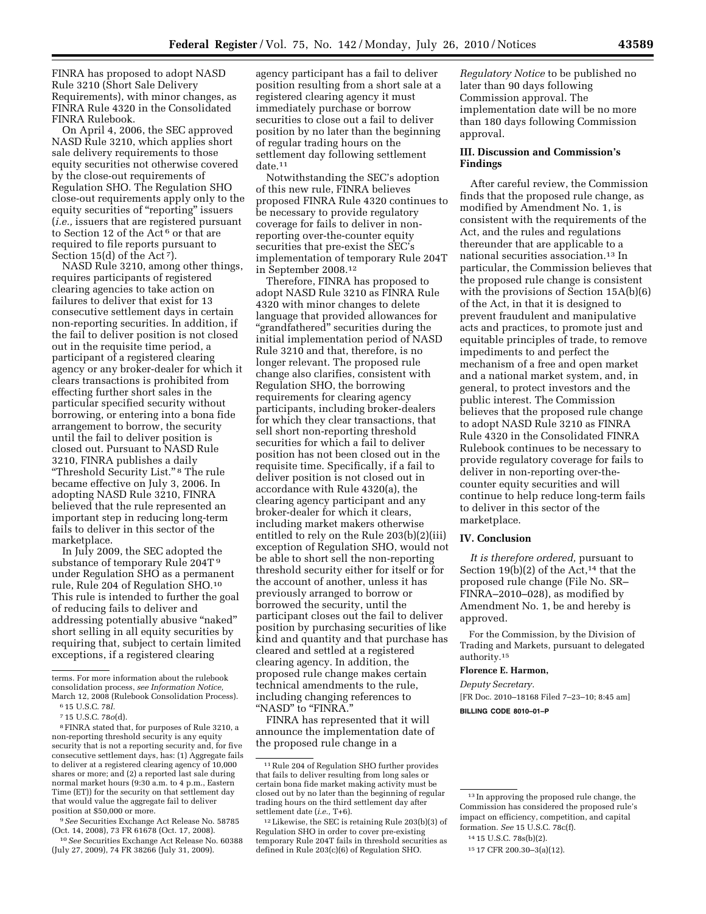FINRA has proposed to adopt NASD Rule 3210 (Short Sale Delivery Requirements), with minor changes, as FINRA Rule 4320 in the Consolidated FINRA Rulebook.

On April 4, 2006, the SEC approved NASD Rule 3210, which applies short sale delivery requirements to those equity securities not otherwise covered by the close-out requirements of Regulation SHO. The Regulation SHO close-out requirements apply only to the equity securities of "reporting" issuers (*i.e.,* issuers that are registered pursuant to Section 12 of the Act[6] or that are required to file reports pursuant to Section 15(d) of the Act[7]).

NASD Rule 3210, among other things, requires participants of registered clearing agencies to take action on failures to deliver that exist for 13 consecutive settlement days in certain non-reporting securities. In addition, if the fail to deliver position is not closed out in the requisite time period, a participant of a registered clearing agency or any broker-dealer for which it clears transactions is prohibited from effecting further short sales in the particular specified security without borrowing, or entering into a bona fide arrangement to borrow, the security until the fail to deliver position is closed out. Pursuant to NASD Rule 3210, FINRA publishes a daily "Threshold Security List."[8] The rule became effective on July 3, 2006. In adopting NASD Rule 3210, FINRA believed that the rule represented an important step in reducing long-term fails to deliver in this sector of the marketplace.

In July 2009, the SEC adopted the substance of temporary Rule 204T[9] under Regulation SHO as a permanent rule, Rule 204 of Regulation SHO.[10] This rule is intended to further the goal of reducing fails to deliver and addressing potentially abusive "naked" short selling in all equity securities by requiring that, subject to certain limited exceptions, if a registered clearing agency participant has a fail to deliver position resulting from a short sale at a registered clearing agency it must immediately purchase or borrow securities to close out a fail to deliver position by no later than the beginning of regular trading hours on the settlement day following settlement date.[11]

Notwithstanding the SEC's adoption of this new rule, FINRA believes proposed FINRA Rule 4320 continues to be necessary to provide regulatory coverage for fails to deliver in non-reporting over-the-counter equity securities that pre-exist the SEC's implementation of temporary Rule 204T in September 2008.[12]

Therefore, FINRA has proposed to adopt NASD Rule 3210 as FINRA Rule 4320 with minor changes to delete language that provided allowances for "grandfathered" securities during the initial implementation period of NASD Rule 3210 and that, therefore, is no longer relevant. The proposed rule change also clarifies, consistent with Regulation SHO, the borrowing requirements for clearing agency participants, including broker-dealers for which they clear transactions, that sell short non-reporting threshold securities for which a fail to deliver position has not been closed out in the requisite time. Specifically, if a fail to deliver position is not closed out in accordance with Rule 4320(a), the clearing agency participant and any broker-dealer for which it clears, including market makers otherwise entitled to rely on the Rule 203(b)(2)(iii) exception of Regulation SHO, would not be able to short sell the non-reporting threshold security either for itself or for the account of another, unless it has previously arranged to borrow or borrowed the security, until the participant closes out the fail to deliver position by purchasing securities of like kind and quantity and that purchase has cleared and settled at a registered clearing agency. In addition, the proposed rule change makes certain technical amendments to the rule, including changing references to "NASD" to "FINRA."

FINRA has represented that it will announce the implementation date of the proposed rule change in a *Regulatory Notice* to be published no later than 90 days following Commission approval. The implementation date will be no more than 180 days following Commission approval.

## III. Discussion and Commission's Findings

After careful review, the Commission finds that the proposed rule change, as modified by Amendment No. 1, is consistent with the requirements of the Act, and the rules and regulations thereunder that are applicable to a national securities association.[13] In particular, the Commission believes that the proposed rule change is consistent with the provisions of Section 15A(b)(6) of the Act, in that it is designed to prevent fraudulent and manipulative acts and practices, to promote just and equitable principles of trade, to remove impediments to and perfect the mechanism of a free and open market and a national market system, and, in general, to protect investors and the public interest. The Commission believes that the proposed rule change to adopt NASD Rule 3210 as FINRA Rule 4320 in the Consolidated FINRA Rulebook continues to be necessary to provide regulatory coverage for fails to deliver in non-reporting over-the-counter equity securities and will continue to help reduce long-term fails to deliver in this sector of the marketplace.

## IV. Conclusion

*It is therefore ordered,* pursuant to Section 19(b)(2) of the Act,[14] that the proposed rule change (File No. SR–FINRA–2010–028), as modified by Amendment No. 1, be and hereby is approved.

For the Commission, by the Division of Trading and Markets, pursuant to delegated authority.[15]

**Florence E. Harmon,**

*Deputy Secretary.*

[FR Doc. 2010–18168 Filed 7–23–10; 8:45 am]

**BILLING CODE 8010–01–P**

---

terms. For more information about the rulebook consolidation process, *see Information Notice,* March 12, 2008 (Rulebook Consolidation Process).

[6] 15 U.S.C. 78*l*.

[7] 15 U.S.C. 78*o*(d).

[8] FINRA stated that, for purposes of Rule 3210, a non-reporting threshold security is any equity security that is not a reporting security and, for five consecutive settlement days, has: (1) Aggregate fails to deliver at a registered clearing agency of 10,000 shares or more; and (2) a reported last sale during normal market hours (9:30 a.m. to 4 p.m., Eastern Time (ET)) for the security on that settlement day that would value the aggregate fail to deliver position at $50,000 or more.

[9] *See* Securities Exchange Act Release No. 58785 (Oct. 14, 2008), 73 FR 61678 (Oct. 17, 2008).

[10] *See* Securities Exchange Act Release No. 60388 (July 27, 2009), 74 FR 38266 (July 31, 2009).

[11] Rule 204 of Regulation SHO further provides that fails to deliver resulting from long sales or certain bona fide market making activity must be closed out by no later than the beginning of regular trading hours on the third settlement day after settlement date (*i.e.,* T+6).

[12] Likewise, the SEC is retaining Rule 203(b)(3) of Regulation SHO in order to cover pre-existing temporary Rule 204T fails in threshold securities as defined in Rule 203(c)(6) of Regulation SHO.

[13] In approving the proposed rule change, the Commission has considered the proposed rule's impact on efficiency, competition, and capital formation. *See* 15 U.S.C. 78c(f).

[14] 15 U.S.C. 78s(b)(2).

[15] 17 CFR 200.30–3(a)(12).